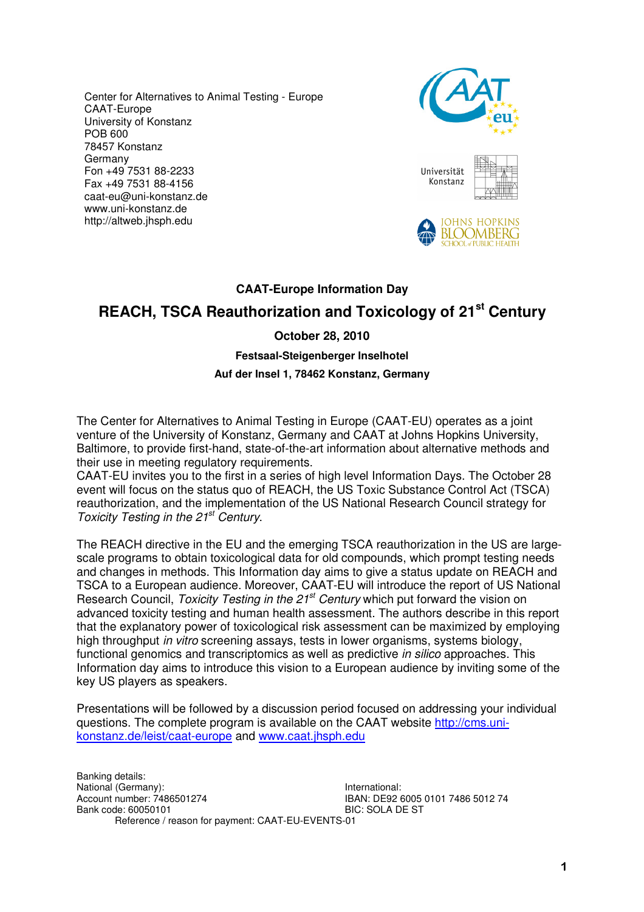Center for Alternatives to Animal Testing - Europe
CAAT-Europe
University of Konstanz
POB 600
78457 Konstanz
Germany
Fon +49 7531 88-2233
Fax +49 7531 88-4156
caat-eu@uni-konstanz.de
www.uni-konstanz.de
http://altweb.jhsph.edu

**CAAT-Europe Information Day**

# REACH, TSCA Reauthorization and Toxicology of 21st Century

**October 28, 2010**

**Festsaal-Steigenberger Inselhotel**

**Auf der Insel 1, 78462 Konstanz, Germany**

The Center for Alternatives to Animal Testing in Europe (CAAT-EU) operates as a joint venture of the University of Konstanz, Germany and CAAT at Johns Hopkins University, Baltimore, to provide first-hand, state-of-the-art information about alternative methods and their use in meeting regulatory requirements.
CAAT-EU invites you to the first in a series of high level Information Days. The October 28 event will focus on the status quo of REACH, the US Toxic Substance Control Act (TSCA) reauthorization, and the implementation of the US National Research Council strategy for *Toxicity Testing in the 21st Century*.

The REACH directive in the EU and the emerging TSCA reauthorization in the US are large-scale programs to obtain toxicological data for old compounds, which prompt testing needs and changes in methods. This Information day aims to give a status update on REACH and TSCA to a European audience. Moreover, CAAT-EU will introduce the report of US National Research Council, *Toxicity Testing in the 21st Century* which put forward the vision on advanced toxicity testing and human health assessment. The authors describe in this report that the explanatory power of toxicological risk assessment can be maximized by employing high throughput *in vitro* screening assays, tests in lower organisms, systems biology, functional genomics and transcriptomics as well as predictive *in silico* approaches. This Information day aims to introduce this vision to a European audience by inviting some of the key US players as speakers.

Presentations will be followed by a discussion period focused on addressing your individual questions. The complete program is available on the CAAT website http://cms.uni-konstanz.de/leist/caat-europe and www.caat.jhsph.edu

Banking details:
National (Germany):
Account number: 7486501274
Bank code: 60050101

International:
IBAN: DE92 6005 0101 7486 5012 74
BIC: SOLA DE ST

Reference / reason for payment: CAAT-EU-EVENTS-01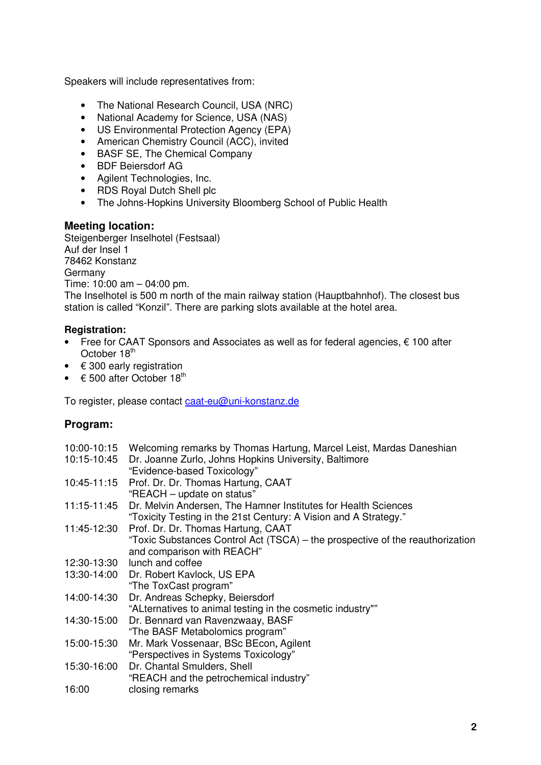Speakers will include representatives from:

- The National Research Council, USA (NRC)
- National Academy for Science, USA (NAS)
- US Environmental Protection Agency (EPA)
- American Chemistry Council (ACC), invited
- BASF SE, The Chemical Company
- BDF Beiersdorf AG
- Agilent Technologies, Inc.
- RDS Royal Dutch Shell plc
- The Johns-Hopkins University Bloomberg School of Public Health

## Meeting location:

Steigenberger Inselhotel (Festsaal)
Auf der Insel 1
78462 Konstanz
Germany
Time: 10:00 am – 04:00 pm.
The Inselhotel is 500 m north of the main railway station (Hauptbahnhof). The closest bus station is called "Konzil". There are parking slots available at the hotel area.

## Registration:

- Free for CAAT Sponsors and Associates as well as for federal agencies, € 100 after October 18th
- € 300 early registration
- € 500 after October 18th

To register, please contact caat-eu@uni-konstanz.de

## Program:

| | |
|---|---|
| 10:00-10:15 | Welcoming remarks by Thomas Hartung, Marcel Leist, Mardas Daneshian |
| 10:15-10:45 | Dr. Joanne Zurlo, Johns Hopkins University, Baltimore<br>"Evidence-based Toxicology" |
| 10:45-11:15 | Prof. Dr. Dr. Thomas Hartung, CAAT<br>"REACH – update on status" |
| 11:15-11:45 | Dr. Melvin Andersen, The Hamner Institutes for Health Sciences<br>"Toxicity Testing in the 21st Century: A Vision and A Strategy." |
| 11:45-12:30 | Prof. Dr. Dr. Thomas Hartung, CAAT<br>"Toxic Substances Control Act (TSCA) – the prospective of the reauthorization and comparison with REACH" |
| 12:30-13:30 | lunch and coffee |
| 13:30-14:00 | Dr. Robert Kavlock, US EPA<br>"The ToxCast program" |
| 14:00-14:30 | Dr. Andreas Schepky, Beiersdorf<br>"ALternatives to animal testing in the cosmetic industry"" |
| 14:30-15:00 | Dr. Bennard van Ravenzwaay, BASF<br>"The BASF Metabolomics program" |
| 15:00-15:30 | Mr. Mark Vossenaar, BSc BEcon, Agilent<br>"Perspectives in Systems Toxicology" |
| 15:30-16:00 | Dr. Chantal Smulders, Shell<br>"REACH and the petrochemical industry" |
| 16:00 | closing remarks |